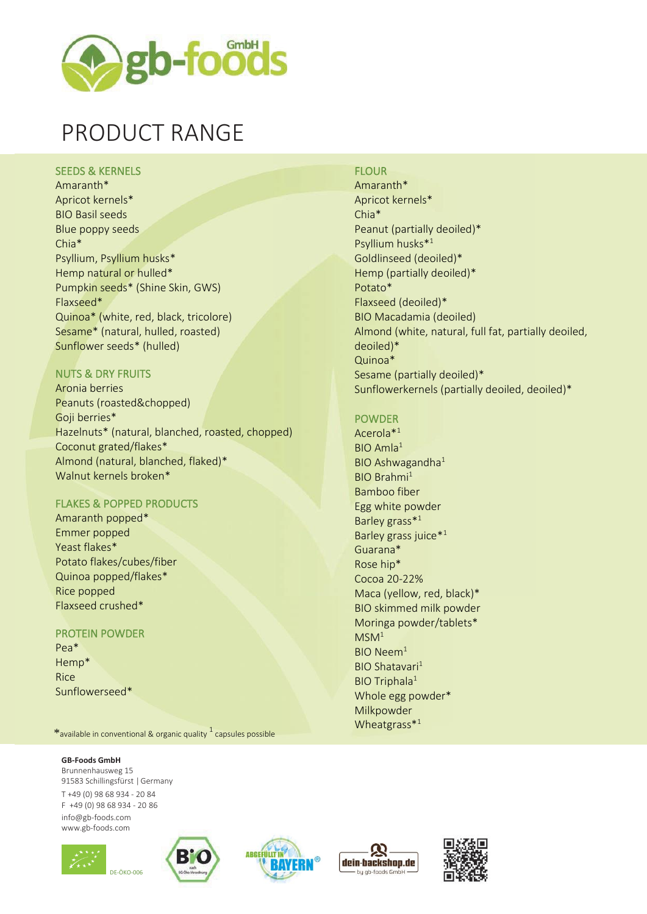# PRODUCT RANGE

## SEEDS & KERNELS

Amaranth*
Apricot kernels*
BIO Basil seeds
Blue poppy seeds
Chia*
Psyllium, Psyllium husks*
Hemp natural or hulled*
Pumpkin seeds* (Shine Skin, GWS)
Flaxseed*
Quinoa* (white, red, black, tricolore)
Sesame* (natural, hulled, roasted)
Sunflower seeds* (hulled)

## NUTS & DRY FRUITS

Aronia berries
Peanuts (roasted&chopped)
Goji berries*
Hazelnuts* (natural, blanched, roasted, chopped)
Coconut grated/flakes*
Almond (natural, blanched, flaked)*
Walnut kernels broken*

## FLAKES & POPPED PRODUCTS

Amaranth popped*
Emmer popped
Yeast flakes*
Potato flakes/cubes/fiber
Quinoa popped/flakes*
Rice popped
Flaxseed crushed*

## PROTEIN POWDER

Pea*
Hemp*
Rice
Sunflowerseed*

## FLOUR

Amaranth*
Apricot kernels*
Chia*
Peanut (partially deoiled)*
Psyllium husks*[1]
Goldlinseed (deoiled)*
Hemp (partially deoiled)*
Potato*
Flaxseed (deoiled)*
BIO Macadamia (deoiled)
Almond (white, natural, full fat, partially deoiled, deoiled)*
Quinoa*
Sesame (partially deoiled)*
Sunflowerkernels (partially deoiled, deoiled)*

## POWDER

Acerola*[1]
BIO Amla[1]
BIO Ashwagandha[1]
BIO Brahmi[1]
Bamboo fiber
Egg white powder
Barley grass*[1]
Barley grass juice*[1]
Guarana*
Rose hip*
Cocoa 20-22%
Maca (yellow, red, black)*
BIO skimmed milk powder
Moringa powder/tablets*
MSM[1]
BIO Neem[1]
BIO Shatavari[1]
BIO Triphala[1]
Whole egg powder*
Milkpowder
Wheatgrass*[1]

*available in conventional & organic quality [1] capsules possible

**GB-Foods GmbH**
Brunnenhausweg 15
91583 Schillingsfürst | Germany
T +49 (0) 98 68 934 - 20 84
F +49 (0) 98 68 934 - 20 86
info@gb-foods.com
www.gb-foods.com

DE-ÖKO-006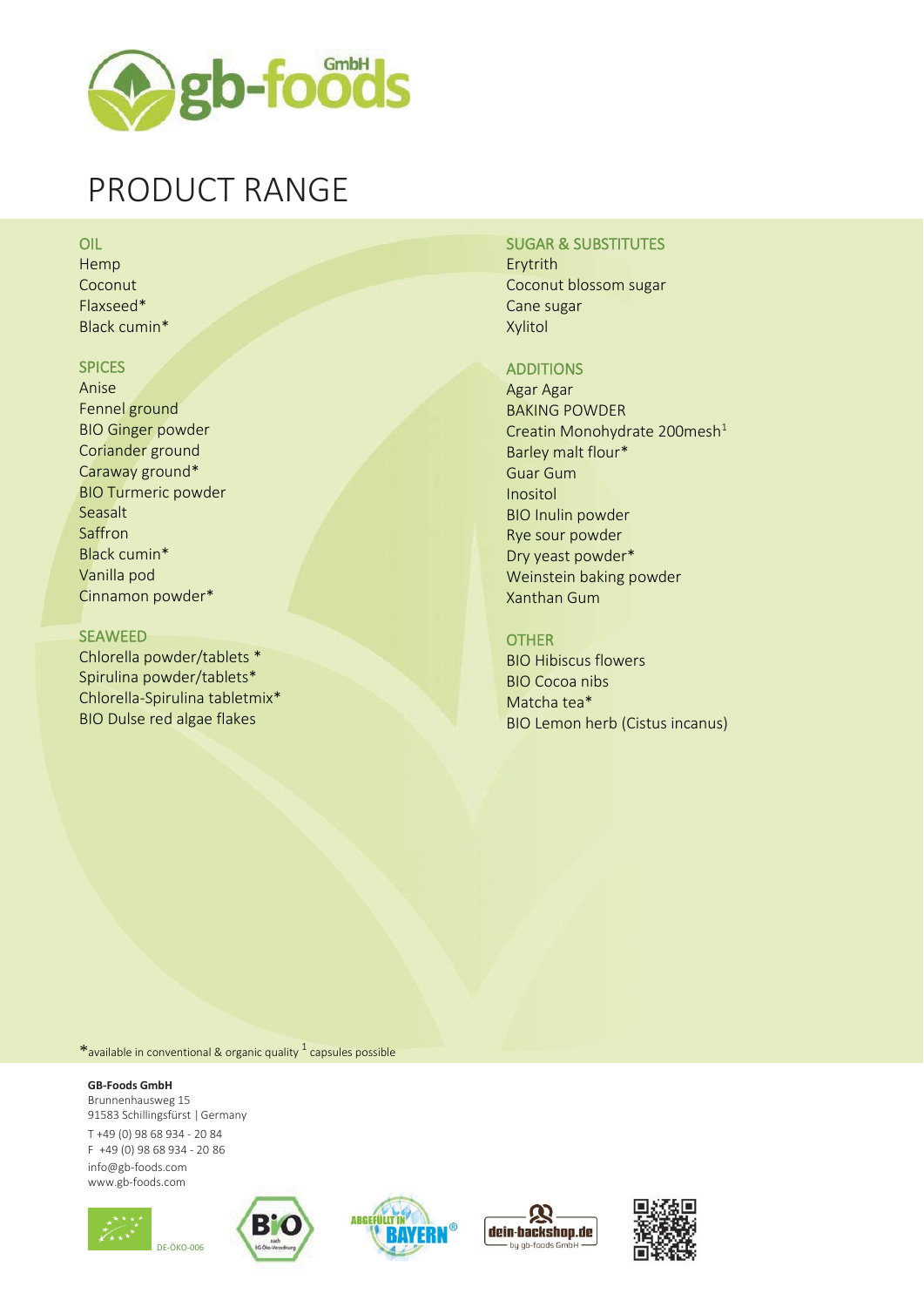# PRODUCT RANGE

## OIL

Hemp
Coconut
Flaxseed*
Black cumin*

## SPICES

Anise
Fennel ground
BIO Ginger powder
Coriander ground
Caraway ground*
BIO Turmeric powder
Seasalt
Saffron
Black cumin*
Vanilla pod
Cinnamon powder*

## SEAWEED

Chlorella powder/tablets *
Spirulina powder/tablets*
Chlorella-Spirulina tabletmix*
BIO Dulse red algae flakes

## SUGAR & SUBSTITUTES

Erytrith
Coconut blossom sugar
Cane sugar
Xylitol

## ADDITIONS

Agar Agar
BAKING POWDER
Creatin Monohydrate 200mesh[1]
Barley malt flour*
Guar Gum
Inositol
BIO Inulin powder
Rye sour powder
Dry yeast powder*
Weinstein baking powder
Xanthan Gum

## OTHER

BIO Hibiscus flowers
BIO Cocoa nibs
Matcha tea*
BIO Lemon herb (Cistus incanus)

*available in conventional & organic quality [1] capsules possible

**GB-Foods GmbH**
Brunnenhausweg 15
91583 Schillingsfürst | Germany

T +49 (0) 98 68 934 - 20 84
F +49 (0) 98 68 934 - 20 86
info@gb-foods.com
www.gb-foods.com

DE-ÖKO-006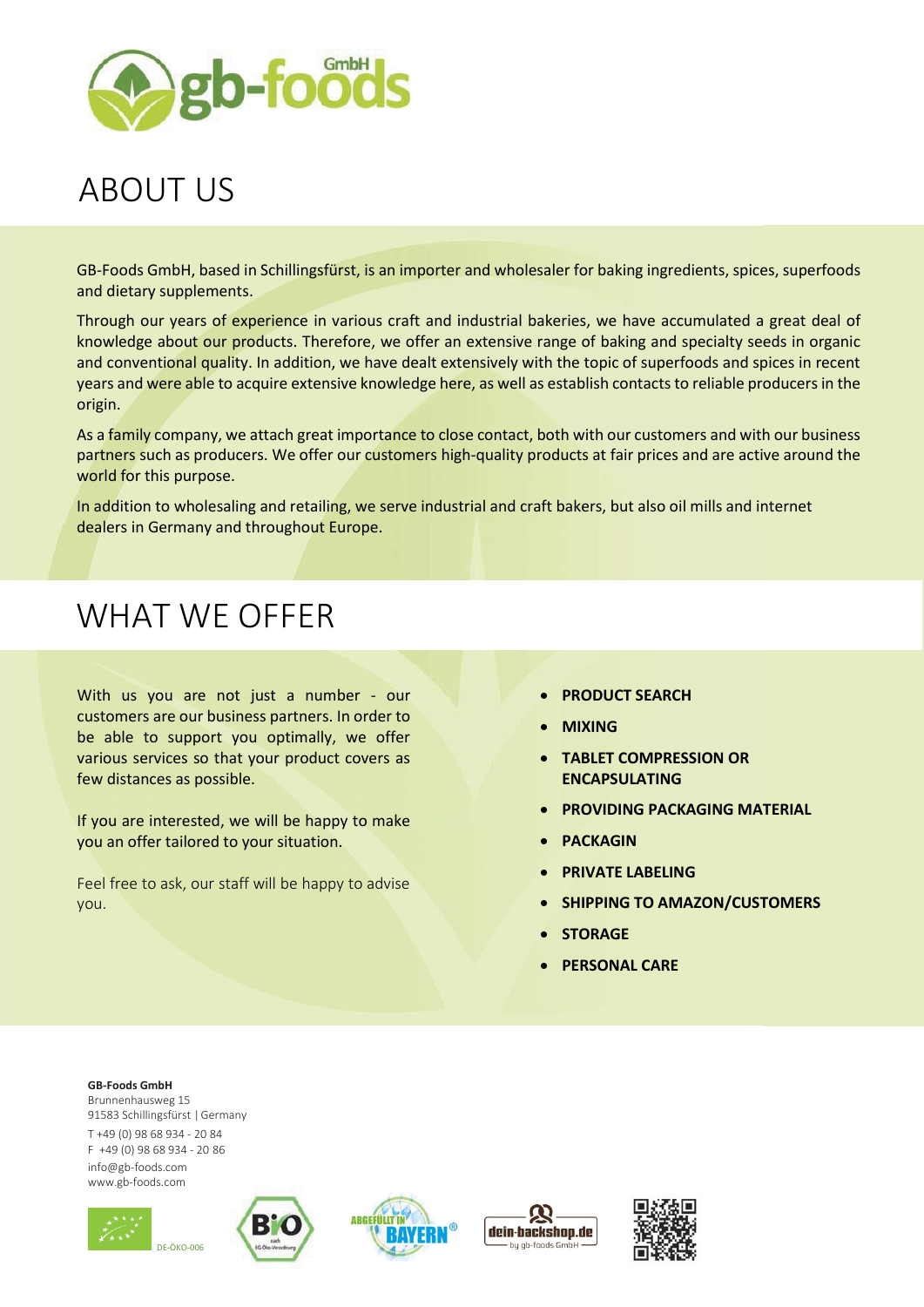# ABOUT US

GB-Foods GmbH, based in Schillingsfürst, is an importer and wholesaler for baking ingredients, spices, superfoods and dietary supplements.

Through our years of experience in various craft and industrial bakeries, we have accumulated a great deal of knowledge about our products. Therefore, we offer an extensive range of baking and specialty seeds in organic and conventional quality. In addition, we have dealt extensively with the topic of superfoods and spices in recent years and were able to acquire extensive knowledge here, as well as establish contacts to reliable producers in the origin.

As a family company, we attach great importance to close contact, both with our customers and with our business partners such as producers. We offer our customers high-quality products at fair prices and are active around the world for this purpose.

In addition to wholesaling and retailing, we serve industrial and craft bakers, but also oil mills and internet dealers in Germany and throughout Europe.

# WHAT WE OFFER

With us you are not just a number - our customers are our business partners. In order to be able to support you optimally, we offer various services so that your product covers as few distances as possible.

If you are interested, we will be happy to make you an offer tailored to your situation.

Feel free to ask, our staff will be happy to advise you.

- **PRODUCT SEARCH**
- **MIXING**
- **TABLET COMPRESSION OR ENCAPSULATING**
- **PROVIDING PACKAGING MATERIAL**
- **PACKAGIN**
- **PRIVATE LABELING**
- **SHIPPING TO AMAZON/CUSTOMERS**
- **STORAGE**
- **PERSONAL CARE**

**GB-Foods GmbH**
Brunnenhausweg 15
91583 Schillingsfürst | Germany
T +49 (0) 98 68 934 - 20 84
F +49 (0) 98 68 934 - 20 86
info@gb-foods.com
www.gb-foods.com

DE-ÖKO-006